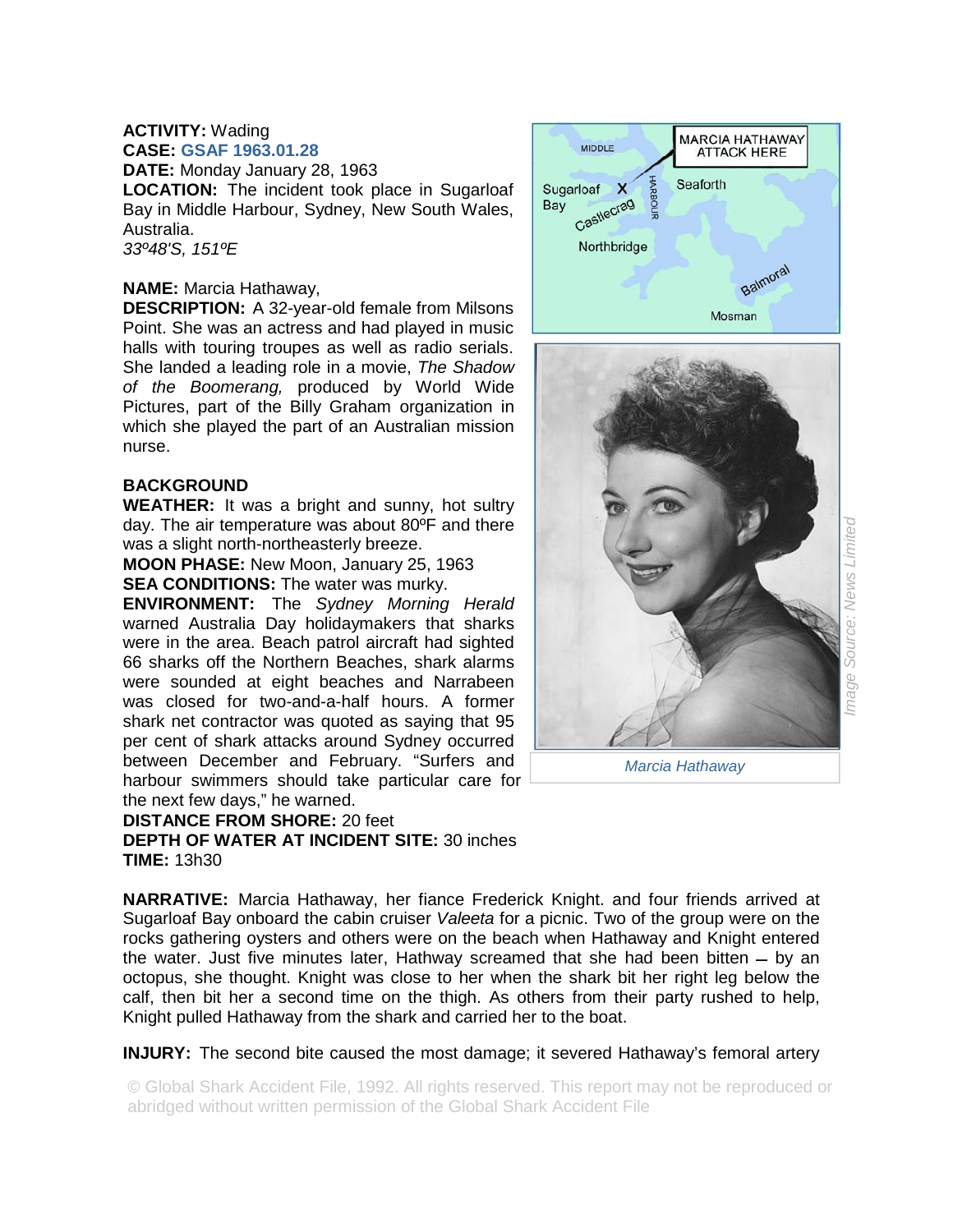**ACTIVITY:** Wading
**CASE:** GSAF 1963.01.28
**DATE:** Monday January 28, 1963
**LOCATION:** The incident took place in Sugarloaf Bay in Middle Harbour, Sydney, New South Wales, Australia.
*33º48'S, 151ºE*

**NAME:** Marcia Hathaway,
**DESCRIPTION:** A 32-year-old female from Milsons Point. She was an actress and had played in music halls with touring troupes as well as radio serials. She landed a leading role in a movie, *The Shadow of the Boomerang,* produced by World Wide Pictures, part of the Billy Graham organization in which she played the part of an Australian mission nurse.

**BACKGROUND**
**WEATHER:** It was a bright and sunny, hot sultry day. The air temperature was about 80ºF and there was a slight north-northeasterly breeze.
**MOON PHASE:** New Moon, January 25, 1963
**SEA CONDITIONS:** The water was murky.
**ENVIRONMENT:** The *Sydney Morning Herald* warned Australia Day holidaymakers that sharks were in the area. Beach patrol aircraft had sighted 66 sharks off the Northern Beaches, shark alarms were sounded at eight beaches and Narrabeen was closed for two-and-a-half hours. A former shark net contractor was quoted as saying that 95 per cent of shark attacks around Sydney occurred between December and February. "Surfers and harbour swimmers should take particular care for the next few days," he warned.
**DISTANCE FROM SHORE:** 20 feet
**DEPTH OF WATER AT INCIDENT SITE:** 30 inches
**TIME:** 13h30

MIDDLE HARBOUR — MARCIA HATHAWAY ATTACK HERE — Sugarloaf Bay — Castlecrag — Seaforth — Northbridge — Balmoral — Mosman

*Marcia Hathaway*

*Image Source: News Limited*

**NARRATIVE:** Marcia Hathaway, her fiance Frederick Knight. and four friends arrived at Sugarloaf Bay onboard the cabin cruiser *Valeeta* for a picnic. Two of the group were on the rocks gathering oysters and others were on the beach when Hathaway and Knight entered the water. Just five minutes later, Hathway screamed that she had been bitten – by an octopus, she thought. Knight was close to her when the shark bit her right leg below the calf, then bit her a second time on the thigh. As others from their party rushed to help, Knight pulled Hathaway from the shark and carried her to the boat.

**INJURY:** The second bite caused the most damage; it severed Hathaway's femoral artery

© Global Shark Accident File, 1992. All rights reserved. This report may not be reproduced or abridged without written permission of the Global Shark Accident File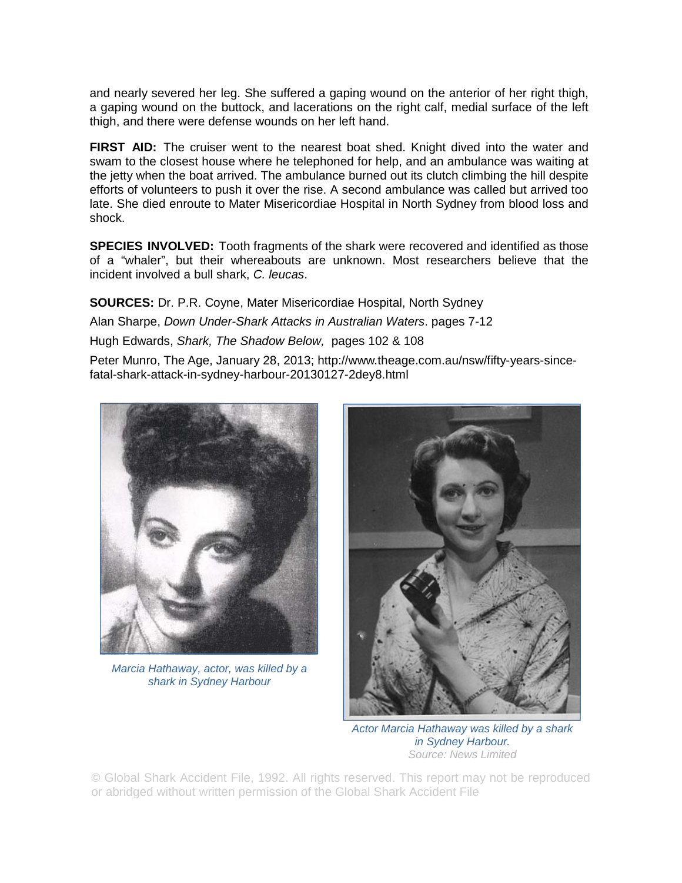and nearly severed her leg. She suffered a gaping wound on the anterior of her right thigh, a gaping wound on the buttock, and lacerations on the right calf, medial surface of the left thigh, and there were defense wounds on her left hand.

**FIRST AID:** The cruiser went to the nearest boat shed. Knight dived into the water and swam to the closest house where he telephoned for help, and an ambulance was waiting at the jetty when the boat arrived. The ambulance burned out its clutch climbing the hill despite efforts of volunteers to push it over the rise. A second ambulance was called but arrived too late. She died enroute to Mater Misericordiae Hospital in North Sydney from blood loss and shock.

**SPECIES INVOLVED:** Tooth fragments of the shark were recovered and identified as those of a "whaler", but their whereabouts are unknown. Most researchers believe that the incident involved a bull shark, *C. leucas*.

**SOURCES:** Dr. P.R. Coyne, Mater Misericordiae Hospital, North Sydney

Alan Sharpe, *Down Under-Shark Attacks in Australian Waters*. pages 7-12

Hugh Edwards, *Shark, The Shadow Below,* pages 102 & 108

Peter Munro, The Age, January 28, 2013; http://www.theage.com.au/nsw/fifty-years-since-fatal-shark-attack-in-sydney-harbour-20130127-2dey8.html

*Marcia Hathaway, actor, was killed by a shark in Sydney Harbour*

*Actor Marcia Hathaway was killed by a shark in Sydney Harbour.*
*Source: News Limited*

© Global Shark Accident File, 1992. All rights reserved. This report may not be reproduced or abridged without written permission of the Global Shark Accident File